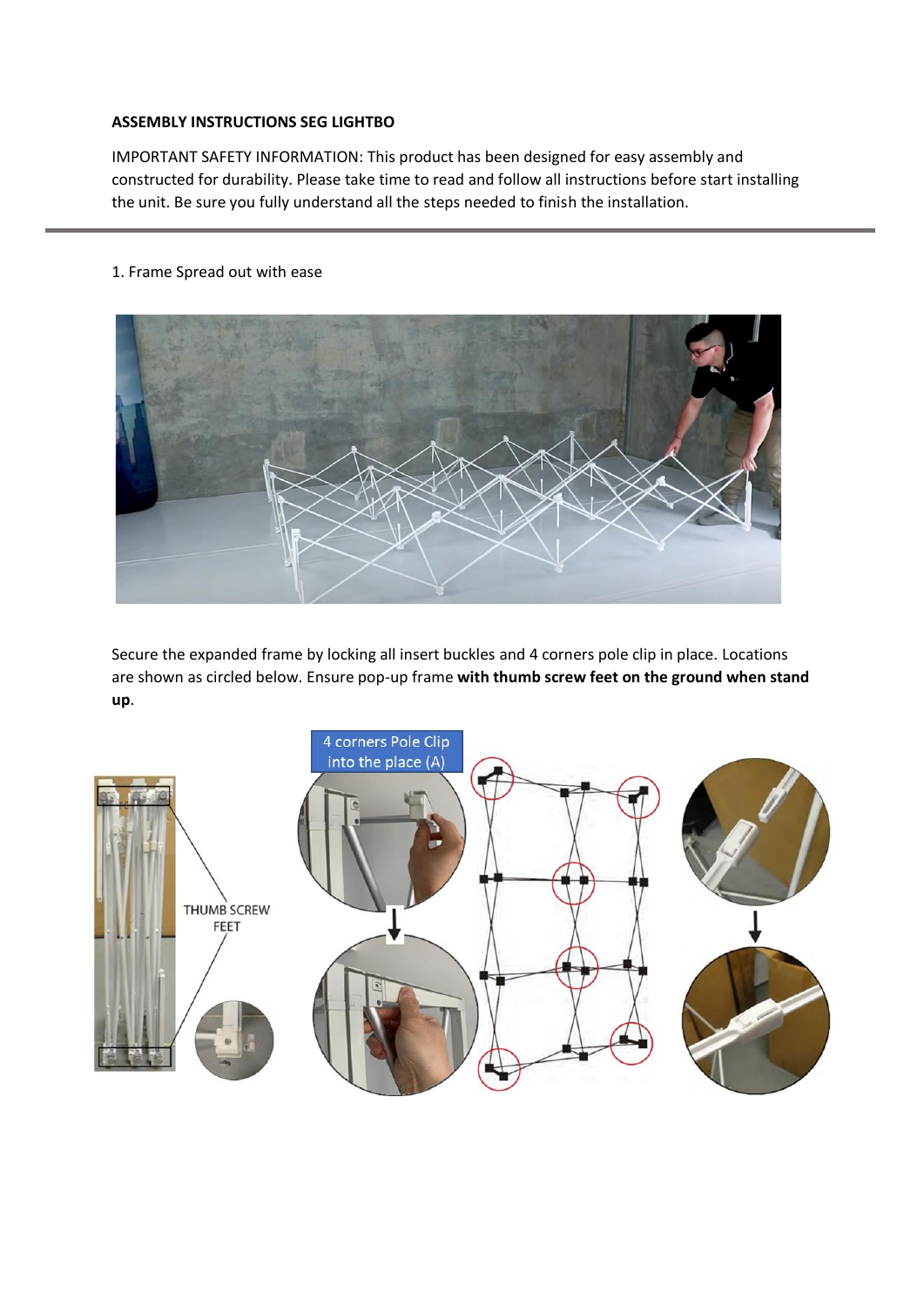**ASSEMBLY INSTRUCTIONS SEG LIGHTBO**

IMPORTANT SAFETY INFORMATION: This product has been designed for easy assembly and constructed for durability. Please take time to read and follow all instructions before start installing the unit. Be sure you fully understand all the steps needed to finish the installation.

---

1. Frame Spread out with ease

Secure the expanded frame by locking all insert buckles and 4 corners pole clip in place. Locations are shown as circled below. Ensure pop-up frame **with thumb screw feet on the ground when stand up**.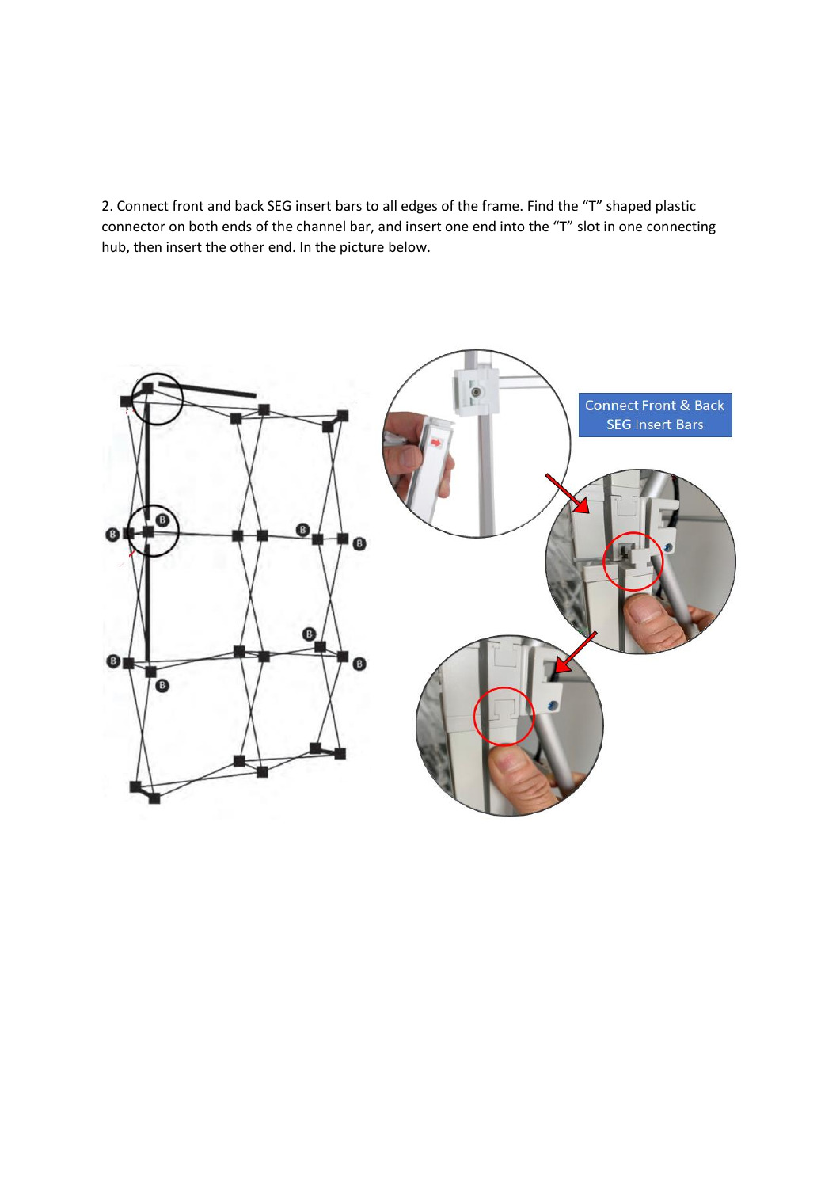2. Connect front and back SEG insert bars to all edges of the frame. Find the "T" shaped plastic connector on both ends of the channel bar, and insert one end into the "T" slot in one connecting hub, then insert the other end. In the picture below.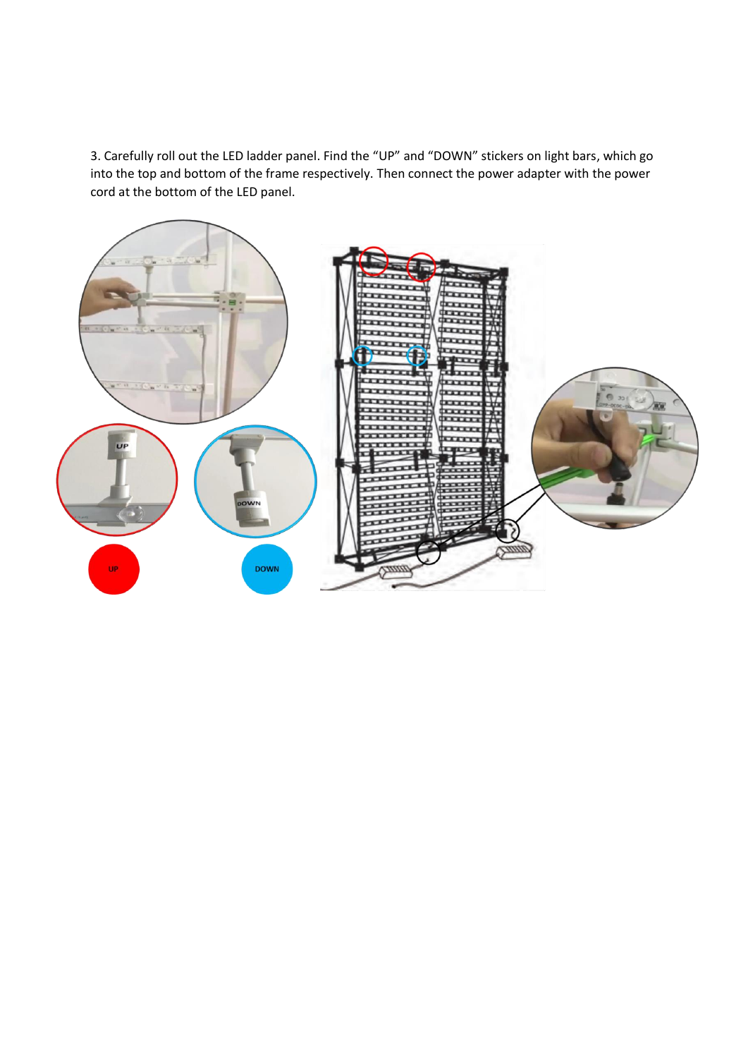3. Carefully roll out the LED ladder panel. Find the "UP" and "DOWN" stickers on light bars, which go into the top and bottom of the frame respectively. Then connect the power adapter with the power cord at the bottom of the LED panel.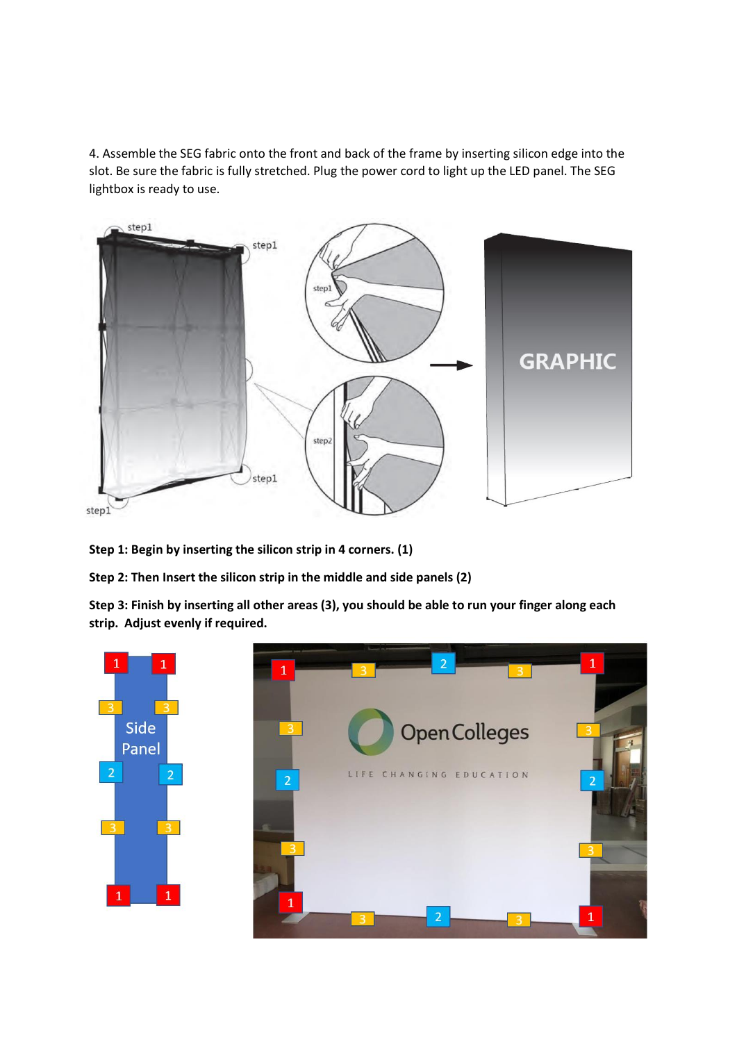4. Assemble the SEG fabric onto the front and back of the frame by inserting silicon edge into the slot. Be sure the fabric is fully stretched. Plug the power cord to light up the LED panel. The SEG lightbox is ready to use.

**Step 1: Begin by inserting the silicon strip in 4 corners. (1)**

**Step 2: Then Insert the silicon strip in the middle and side panels (2)**

**Step 3: Finish by inserting all other areas (3), you should be able to run your finger along each strip. Adjust evenly if required.**